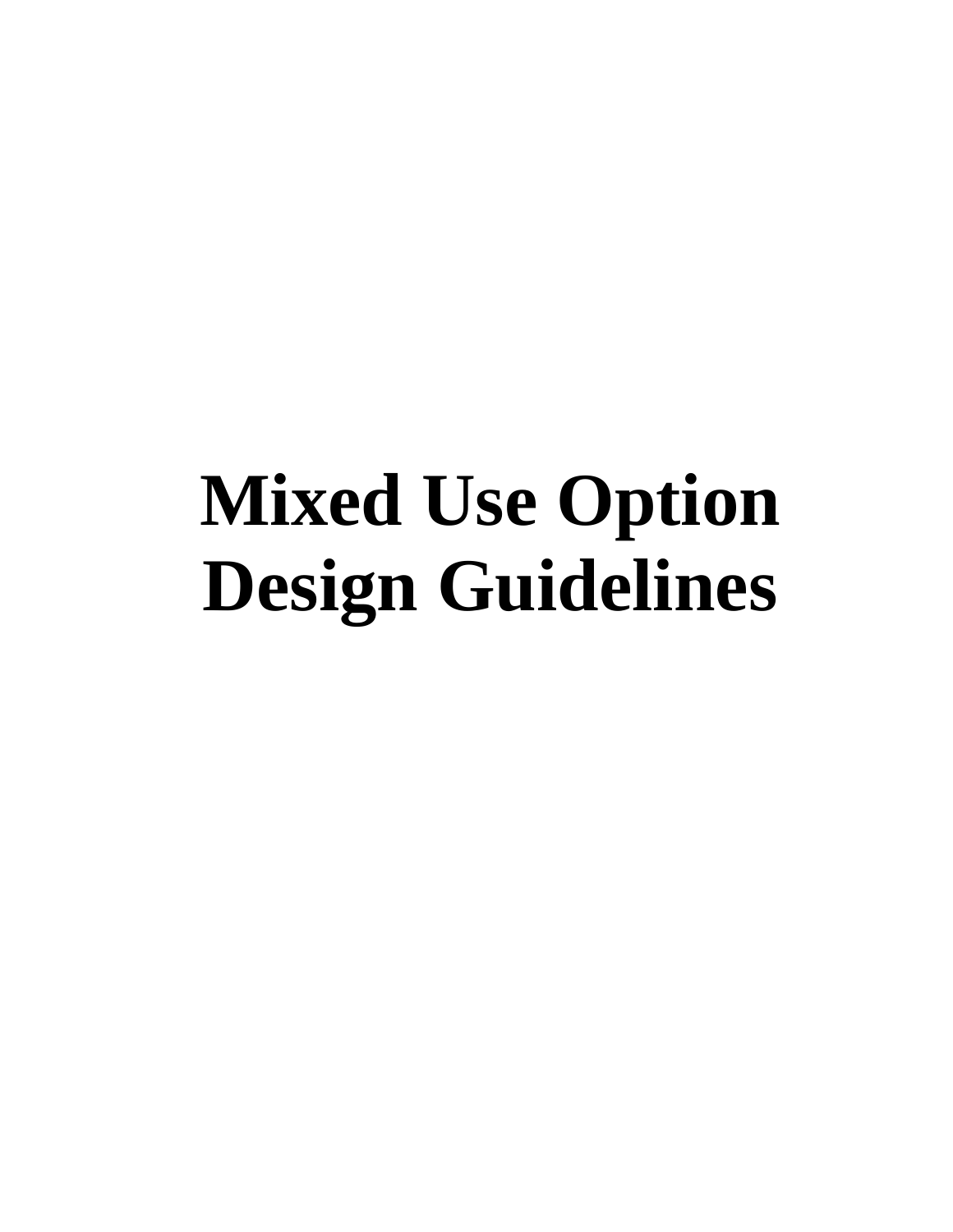# Mixed Use Option Design Guidelines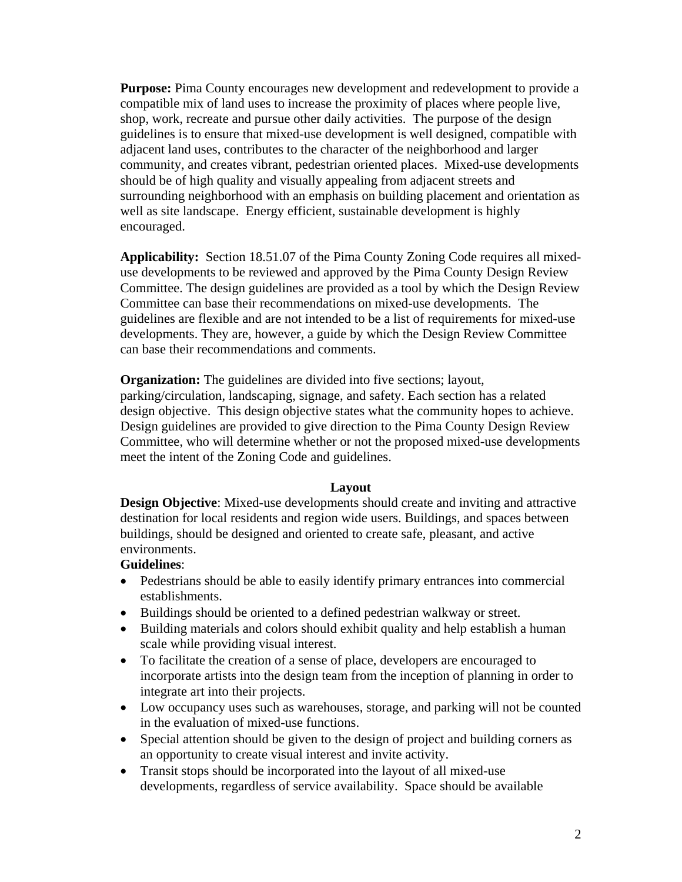**Purpose:** Pima County encourages new development and redevelopment to provide a compatible mix of land uses to increase the proximity of places where people live, shop, work, recreate and pursue other daily activities. The purpose of the design guidelines is to ensure that mixed-use development is well designed, compatible with adjacent land uses, contributes to the character of the neighborhood and larger community, and creates vibrant, pedestrian oriented places. Mixed-use developments should be of high quality and visually appealing from adjacent streets and surrounding neighborhood with an emphasis on building placement and orientation as well as site landscape. Energy efficient, sustainable development is highly encouraged.

**Applicability:** Section 18.51.07 of the Pima County Zoning Code requires all mixed-use developments to be reviewed and approved by the Pima County Design Review Committee. The design guidelines are provided as a tool by which the Design Review Committee can base their recommendations on mixed-use developments. The guidelines are flexible and are not intended to be a list of requirements for mixed-use developments. They are, however, a guide by which the Design Review Committee can base their recommendations and comments.

**Organization:** The guidelines are divided into five sections; layout, parking/circulation, landscaping, signage, and safety. Each section has a related design objective. This design objective states what the community hopes to achieve. Design guidelines are provided to give direction to the Pima County Design Review Committee, who will determine whether or not the proposed mixed-use developments meet the intent of the Zoning Code and guidelines.

## Layout

**Design Objective**: Mixed-use developments should create and inviting and attractive destination for local residents and region wide users. Buildings, and spaces between buildings, should be designed and oriented to create safe, pleasant, and active environments.

**Guidelines**:

- Pedestrians should be able to easily identify primary entrances into commercial establishments.
- Buildings should be oriented to a defined pedestrian walkway or street.
- Building materials and colors should exhibit quality and help establish a human scale while providing visual interest.
- To facilitate the creation of a sense of place, developers are encouraged to incorporate artists into the design team from the inception of planning in order to integrate art into their projects.
- Low occupancy uses such as warehouses, storage, and parking will not be counted in the evaluation of mixed-use functions.
- Special attention should be given to the design of project and building corners as an opportunity to create visual interest and invite activity.
- Transit stops should be incorporated into the layout of all mixed-use developments, regardless of service availability. Space should be available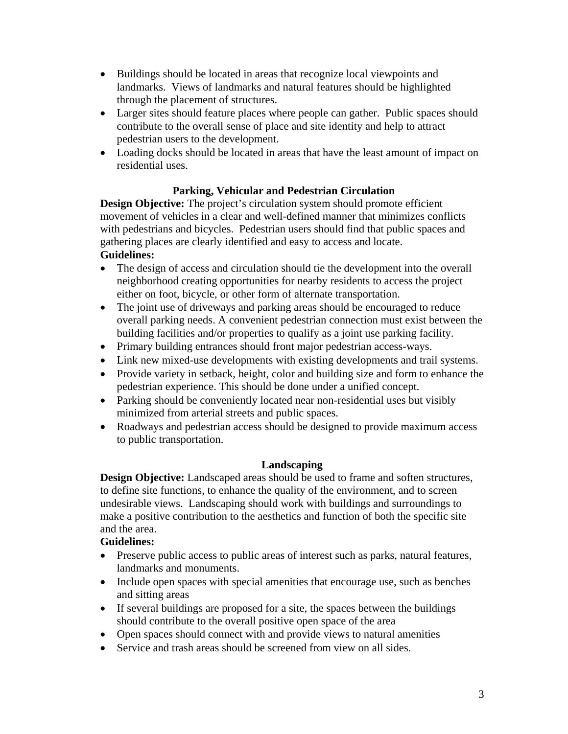- Buildings should be located in areas that recognize local viewpoints and landmarks. Views of landmarks and natural features should be highlighted through the placement of structures.
- Larger sites should feature places where people can gather. Public spaces should contribute to the overall sense of place and site identity and help to attract pedestrian users to the development.
- Loading docks should be located in areas that have the least amount of impact on residential uses.

### Parking, Vehicular and Pedestrian Circulation

**Design Objective:** The project's circulation system should promote efficient movement of vehicles in a clear and well-defined manner that minimizes conflicts with pedestrians and bicycles. Pedestrian users should find that public spaces and gathering places are clearly identified and easy to access and locate.

**Guidelines:**

- The design of access and circulation should tie the development into the overall neighborhood creating opportunities for nearby residents to access the project either on foot, bicycle, or other form of alternate transportation.
- The joint use of driveways and parking areas should be encouraged to reduce overall parking needs. A convenient pedestrian connection must exist between the building facilities and/or properties to qualify as a joint use parking facility.
- Primary building entrances should front major pedestrian access-ways.
- Link new mixed-use developments with existing developments and trail systems.
- Provide variety in setback, height, color and building size and form to enhance the pedestrian experience. This should be done under a unified concept.
- Parking should be conveniently located near non-residential uses but visibly minimized from arterial streets and public spaces.
- Roadways and pedestrian access should be designed to provide maximum access to public transportation.

### Landscaping

**Design Objective:** Landscaped areas should be used to frame and soften structures, to define site functions, to enhance the quality of the environment, and to screen undesirable views. Landscaping should work with buildings and surroundings to make a positive contribution to the aesthetics and function of both the specific site and the area.

**Guidelines:**

- Preserve public access to public areas of interest such as parks, natural features, landmarks and monuments.
- Include open spaces with special amenities that encourage use, such as benches and sitting areas
- If several buildings are proposed for a site, the spaces between the buildings should contribute to the overall positive open space of the area
- Open spaces should connect with and provide views to natural amenities
- Service and trash areas should be screened from view on all sides.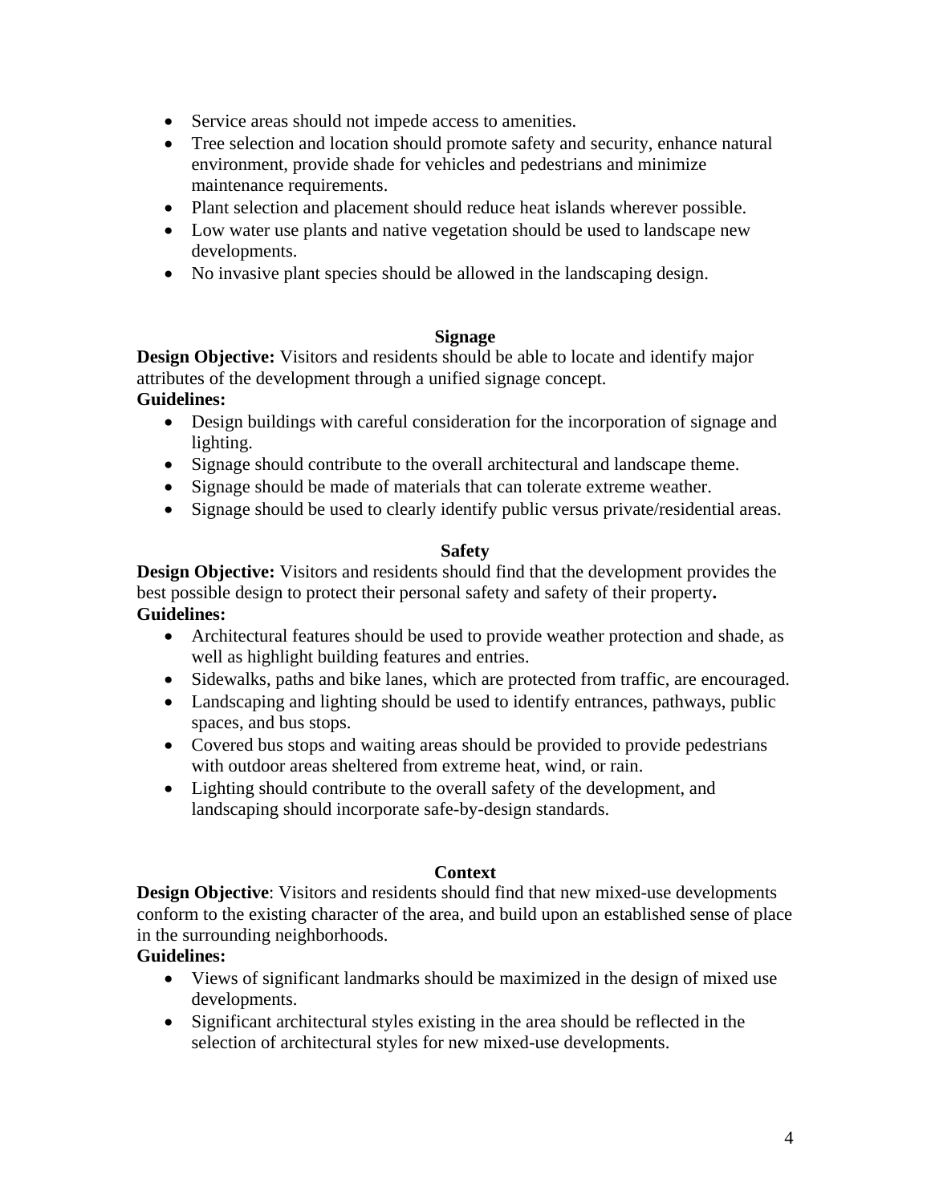- Service areas should not impede access to amenities.
- Tree selection and location should promote safety and security, enhance natural environment, provide shade for vehicles and pedestrians and minimize maintenance requirements.
- Plant selection and placement should reduce heat islands wherever possible.
- Low water use plants and native vegetation should be used to landscape new developments.
- No invasive plant species should be allowed in the landscaping design.

### Signage

**Design Objective:** Visitors and residents should be able to locate and identify major attributes of the development through a unified signage concept.

**Guidelines:**

- Design buildings with careful consideration for the incorporation of signage and lighting.
- Signage should contribute to the overall architectural and landscape theme.
- Signage should be made of materials that can tolerate extreme weather.
- Signage should be used to clearly identify public versus private/residential areas.

### Safety

**Design Objective:** Visitors and residents should find that the development provides the best possible design to protect their personal safety and safety of their property**.**

**Guidelines:**

- Architectural features should be used to provide weather protection and shade, as well as highlight building features and entries.
- Sidewalks, paths and bike lanes, which are protected from traffic, are encouraged.
- Landscaping and lighting should be used to identify entrances, pathways, public spaces, and bus stops.
- Covered bus stops and waiting areas should be provided to provide pedestrians with outdoor areas sheltered from extreme heat, wind, or rain.
- Lighting should contribute to the overall safety of the development, and landscaping should incorporate safe-by-design standards.

### Context

**Design Objective**: Visitors and residents should find that new mixed-use developments conform to the existing character of the area, and build upon an established sense of place in the surrounding neighborhoods.

**Guidelines:**

- Views of significant landmarks should be maximized in the design of mixed use developments.
- Significant architectural styles existing in the area should be reflected in the selection of architectural styles for new mixed-use developments.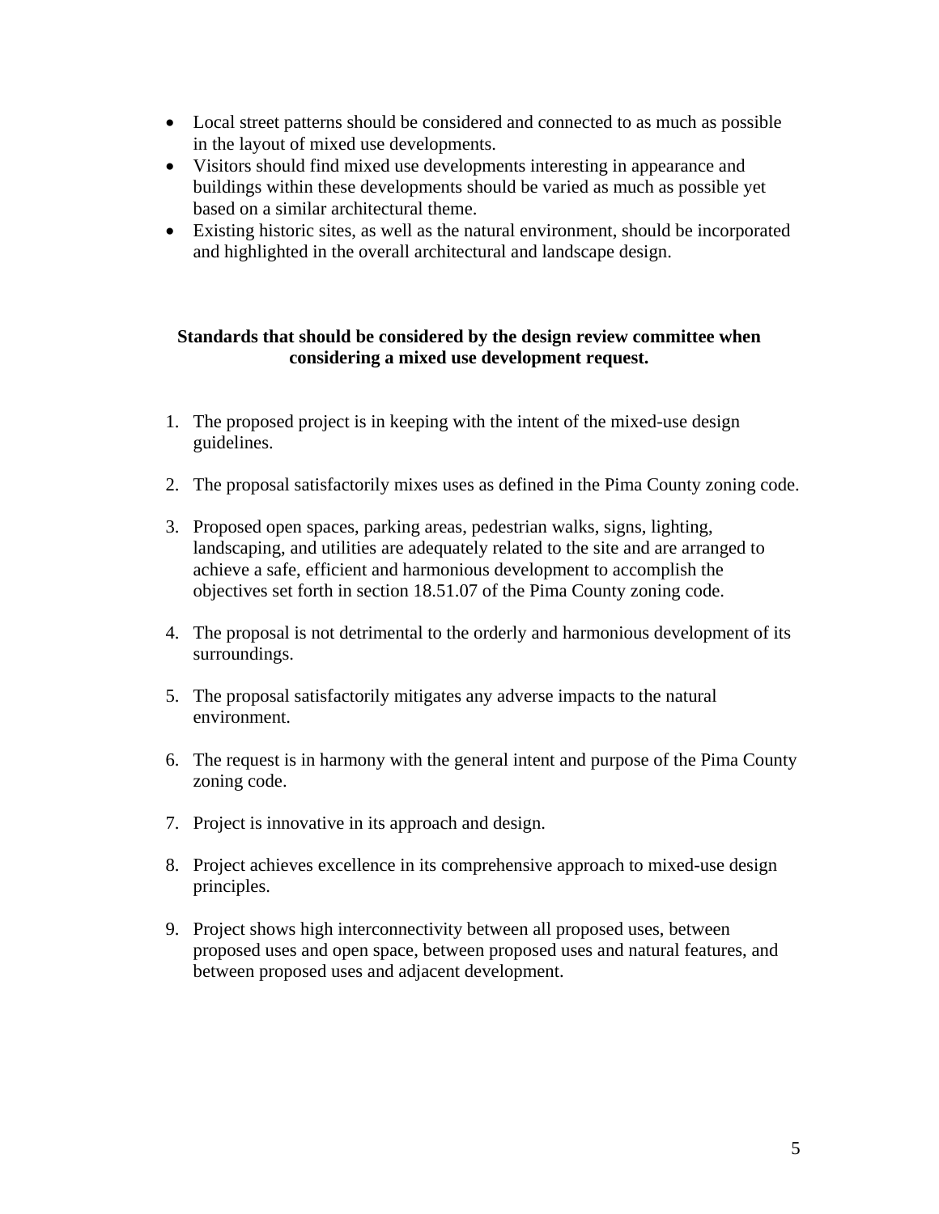- Local street patterns should be considered and connected to as much as possible in the layout of mixed use developments.
- Visitors should find mixed use developments interesting in appearance and buildings within these developments should be varied as much as possible yet based on a similar architectural theme.
- Existing historic sites, as well as the natural environment, should be incorporated and highlighted in the overall architectural and landscape design.

**Standards that should be considered by the design review committee when considering a mixed use development request.**

1. The proposed project is in keeping with the intent of the mixed-use design guidelines.

2. The proposal satisfactorily mixes uses as defined in the Pima County zoning code.

3. Proposed open spaces, parking areas, pedestrian walks, signs, lighting, landscaping, and utilities are adequately related to the site and are arranged to achieve a safe, efficient and harmonious development to accomplish the objectives set forth in section 18.51.07 of the Pima County zoning code.

4. The proposal is not detrimental to the orderly and harmonious development of its surroundings.

5. The proposal satisfactorily mitigates any adverse impacts to the natural environment.

6. The request is in harmony with the general intent and purpose of the Pima County zoning code.

7. Project is innovative in its approach and design.

8. Project achieves excellence in its comprehensive approach to mixed-use design principles.

9. Project shows high interconnectivity between all proposed uses, between proposed uses and open space, between proposed uses and natural features, and between proposed uses and adjacent development.